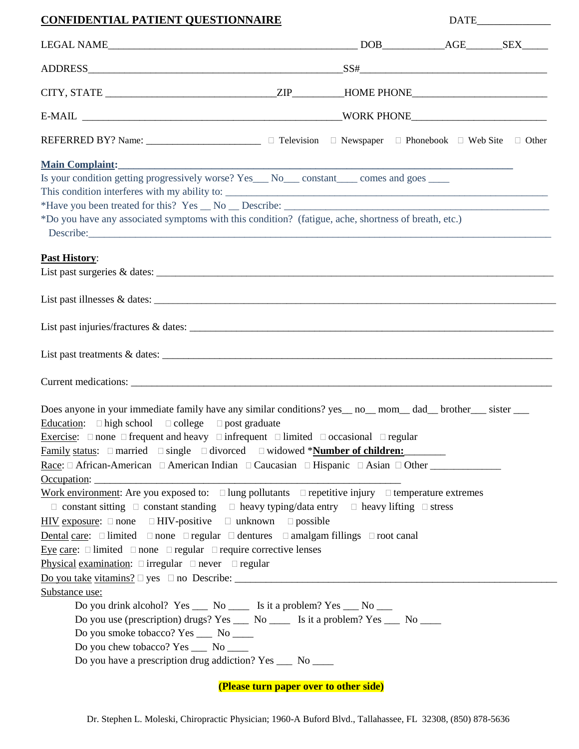**CONFIDENTIAL PATIENT QUESTIONNAIRE** DATE______________

LEGAL NAME__________________________________________________ DOB____________AGE_______SEX_____

ADDRESS___________________________________________________SS#_____________________________________

CITY, STATE _________________________________ZIP__________HOME PHONE__________________________

E-MAIL ____________________________________________________WORK PHONE__________________________

REFERRED BY? Name: _______________________ ☐ Television ☐ Newspaper ☐ Phonebook ☐ Web Site ☐ Other

**Main Complaint:**_______________________________________________________________________________

Is your condition getting progressively worse? Yes___ No___ constant____ comes and goes ____

This condition interferes with my ability to: ____________________________________________________________

*Have you been treated for this? Yes __ No __ Describe: ____________________________________________________

*Do you have any associated symptoms with this condition? (fatigue, ache, shortness of breath, etc.)

Describe:_____________________________________________________________________________________

**Past History**:

List past surgeries & dates: _____________________________________________________________________________

List past illnesses & dates: _____________________________________________________________________________

List past injuries/fractures & dates: ______________________________________________________________________

List past treatments & dates: ____________________________________________________________________________

Current medications: _________________________________________________________________________________

Does anyone in your immediate family have any similar conditions? yes__ no__ mom__ dad__ brother___ sister ___

Education: ☐ high school ☐ college ☐ post graduate

Exercise: ☐ none ☐ frequent and heavy ☐ infrequent ☐ limited ☐ occasional ☐ regular

Family status: ☐ married ☐ single ☐ divorced ☐ widowed ***Number of children:**________

Race: ☐ African-American ☐ American Indian ☐ Caucasian ☐ Hispanic ☐ Asian ☐ Other ______________

Occupation: ______________________________________________________________

Work environment: Are you exposed to: ☐ lung pollutants ☐ repetitive injury ☐ temperature extremes

☐ constant sitting ☐ constant standing ☐ heavy typing/data entry ☐ heavy lifting ☐ stress

HIV exposure: ☐ none ☐ HIV-positive ☐ unknown ☐ possible

Dental care: ☐ limited ☐ none ☐ regular ☐ dentures ☐ amalgam fillings ☐ root canal

Eye care: ☐ limited ☐ none ☐ regular ☐ require corrective lenses

Physical examination: ☐ irregular ☐ never ☐ regular

Do you take vitamins? ☐ yes ☐ no Describe: _______________________________________________________________

Substance use:

- Do you drink alcohol? Yes ___ No ____ Is it a problem? Yes ___ No ___
- Do you use (prescription) drugs? Yes ___ No ____ Is it a problem? Yes ___ No ____
- Do you smoke tobacco? Yes ___ No ____
- Do you chew tobacco? Yes ___ No ____
- Do you have a prescription drug addiction? Yes ___ No ____

**(Please turn paper over to other side)**

Dr. Stephen L. Moleski, Chiropractic Physician; 1960-A Buford Blvd., Tallahassee, FL 32308, (850) 878-5636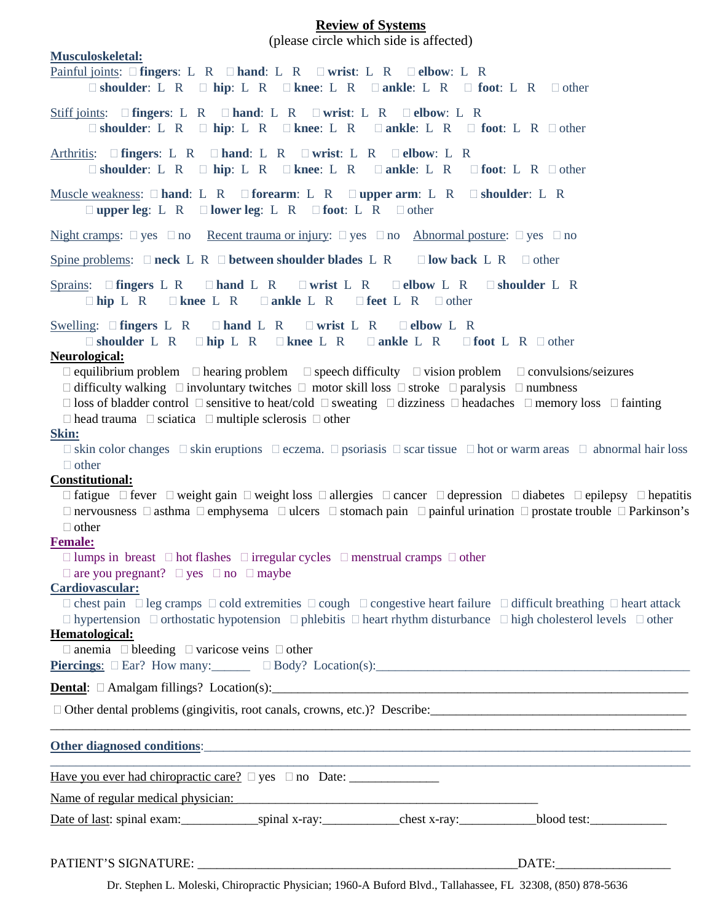# Review of Systems

(please circle which side is affected)

**Musculoskeletal:**

Painful joints: □ **fingers**: L R □ **hand**: L R □ **wrist**: L R □ **elbow**: L R
□ **shoulder**: L R □ **hip**: L R □ **knee**: L R □ **ankle**: L R □ **foot**: L R □ other

Stiff joints: □ **fingers**: L R □ **hand**: L R □ **wrist**: L R □ **elbow**: L R
□ **shoulder**: L R □ **hip**: L R □ **knee**: L R □ **ankle**: L R □ **foot**: L R □ other

Arthritis: □ **fingers**: L R □ **hand**: L R □ **wrist**: L R □ **elbow**: L R
□ **shoulder**: L R □ **hip**: L R □ **knee**: L R □ **ankle**: L R □ **foot**: L R □ other

Muscle weakness: □ **hand**: L R □ **forearm**: L R □ **upper arm**: L R □ **shoulder**: L R
□ **upper leg**: L R □ **lower leg**: L R □ **foot**: L R □ other

Night cramps: □ yes □ no Recent trauma or injury: □ yes □ no Abnormal posture: □ yes □ no

Spine problems: □ **neck** L R □ **between shoulder blades** L R □ **low back** L R □ other

Sprains: □ **fingers** L R □ **hand** L R □ **wrist** L R □ **elbow** L R □ **shoulder** L R
□ **hip** L R □ **knee** L R □ **ankle** L R □ **feet** L R □ other

Swelling: □ **fingers** L R □ **hand** L R □ **wrist** L R □ **elbow** L R
□ **shoulder** L R □ **hip** L R □ **knee** L R □ **ankle** L R □ **foot** L R □ other

**Neurological:**

□ equilibrium problem □ hearing problem □ speech difficulty □ vision problem □ convulsions/seizures
□ difficulty walking □ involuntary twitches □ motor skill loss □ stroke □ paralysis □ numbness
□ loss of bladder control □ sensitive to heat/cold □ sweating □ dizziness □ headaches □ memory loss □ fainting
□ head trauma □ sciatica □ multiple sclerosis □ other

**Skin:**

□ skin color changes □ skin eruptions □ eczema. □ psoriasis □ scar tissue □ hot or warm areas □ abnormal hair loss
□ other

**Constitutional:**

□ fatigue □ fever □ weight gain □ weight loss □ allergies □ cancer □ depression □ diabetes □ epilepsy □ hepatitis
□ nervousness □ asthma □ emphysema □ ulcers □ stomach pain □ painful urination □ prostate trouble □ Parkinson's
□ other

**Female:**

□ lumps in breast □ hot flashes □ irregular cycles □ menstrual cramps □ other
□ are you pregnant? □ yes □ no □ maybe

**Cardiovascular:**

□ chest pain □ leg cramps □ cold extremities □ cough □ congestive heart failure □ difficult breathing □ heart attack
□ hypertension □ orthostatic hypotension □ phlebitis □ heart rhythm disturbance □ high cholesterol levels □ other

**Hematological:**

□ anemia □ bleeding □ varicose veins □ other

**Piercings**: □ Ear? How many:______ □ Body? Location(s):__________________________________________________

**Dental**: □ Amalgam fillings? Location(s):_______________________________________________________________

□ Other dental problems (gingivitis, root canals, crowns, etc.)? Describe:________________________________________

____________________________________________________________________________________________

**Other diagnosed conditions**:__________________________________________________________________________

____________________________________________________________________________________________

Have you ever had chiropractic care? □ yes □ no Date: ______________

Name of regular medical physician:__________________________________________________

Date of last: spinal exam:____________spinal x-ray:____________chest x-ray:____________blood test:____________

PATIENT'S SIGNATURE: ____________________________________________________DATE:__________________

Dr. Stephen L. Moleski, Chiropractic Physician; 1960-A Buford Blvd., Tallahassee, FL 32308, (850) 878-5636